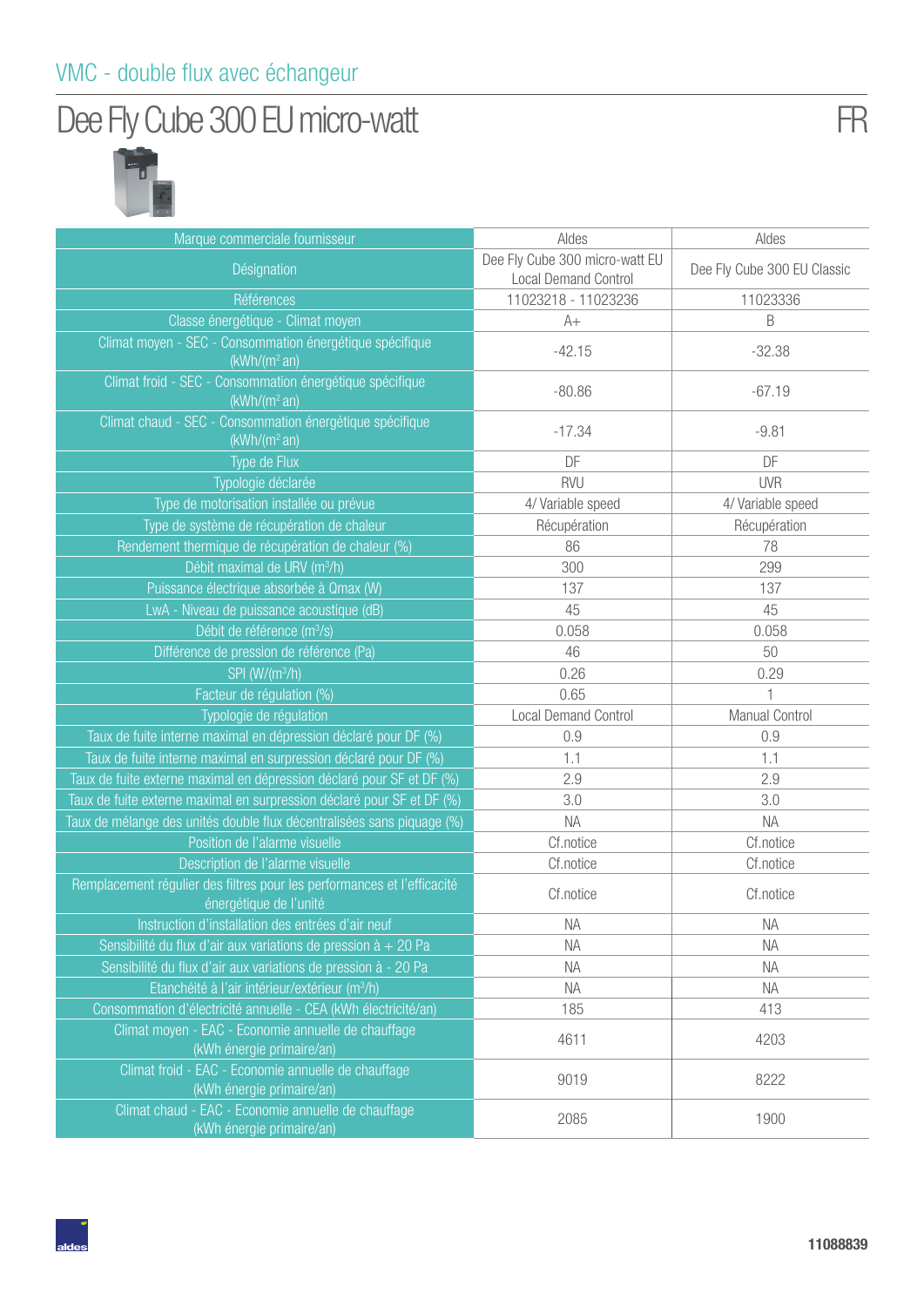VMC - double flux avec échangeur

# Dee Fly Cube 300 EU micro-watt

FR

| Marque commerciale fournisseur | Aldes | Aldes |
|---|---|---|
| Désignation | Dee Fly Cube 300 micro-watt EU Local Demand Control | Dee Fly Cube 300 EU Classic |
| Références | 11023218 - 11023236 | 11023336 |
| Classe énergétique - Climat moyen | A+ | B |
| Climat moyen - SEC - Consommation énergétique spécifique (kWh/(m² an)) | -42.15 | -32.38 |
| Climat froid - SEC - Consommation énergétique spécifique (kWh/(m² an)) | -80.86 | -67.19 |
| Climat chaud - SEC - Consommation énergétique spécifique (kWh/(m² an)) | -17.34 | -9.81 |
| Type de Flux | DF | DF |
| Typologie déclarée | RVU | UVR |
| Type de motorisation installée ou prévue | 4/ Variable speed | 4/ Variable speed |
| Type de système de récupération de chaleur | Récupération | Récupération |
| Rendement thermique de récupération de chaleur (%) | 86 | 78 |
| Débit maximal de URV (m³/h) | 300 | 299 |
| Puissance électrique absorbée à Qmax (W) | 137 | 137 |
| LwA - Niveau de puissance acoustique (dB) | 45 | 45 |
| Débit de référence (m³/s) | 0.058 | 0.058 |
| Différence de pression de référence (Pa) | 46 | 50 |
| SPI (W/(m³/h) | 0.26 | 0.29 |
| Facteur de régulation (%) | 0.65 | 1 |
| Typologie de régulation | Local Demand Control | Manual Control |
| Taux de fuite interne maximal en dépression déclaré pour DF (%) | 0.9 | 0.9 |
| Taux de fuite interne maximal en surpression déclaré pour DF (%) | 1.1 | 1.1 |
| Taux de fuite externe maximal en dépression déclaré pour SF et DF (%) | 2.9 | 2.9 |
| Taux de fuite externe maximal en surpression déclaré pour SF et DF (%) | 3.0 | 3.0 |
| Taux de mélange des unités double flux décentralisées sans piquage (%) | NA | NA |
| Position de l'alarme visuelle | Cf.notice | Cf.notice |
| Description de l'alarme visuelle | Cf.notice | Cf.notice |
| Remplacement régulier des filtres pour les performances et l'efficacité énergétique de l'unité | Cf.notice | Cf.notice |
| Instruction d'installation des entrées d'air neuf | NA | NA |
| Sensibilité du flux d'air aux variations de pression à + 20 Pa | NA | NA |
| Sensibilité du flux d'air aux variations de pression à - 20 Pa | NA | NA |
| Etanchéité à l'air intérieur/extérieur (m³/h) | NA | NA |
| Consommation d'électricité annuelle - CEA (kWh électricité/an) | 185 | 413 |
| Climat moyen - EAC - Economie annuelle de chauffage (kWh énergie primaire/an) | 4611 | 4203 |
| Climat froid - EAC - Economie annuelle de chauffage (kWh énergie primaire/an) | 9019 | 8222 |
| Climat chaud - EAC - Economie annuelle de chauffage (kWh énergie primaire/an) | 2085 | 1900 |

11088839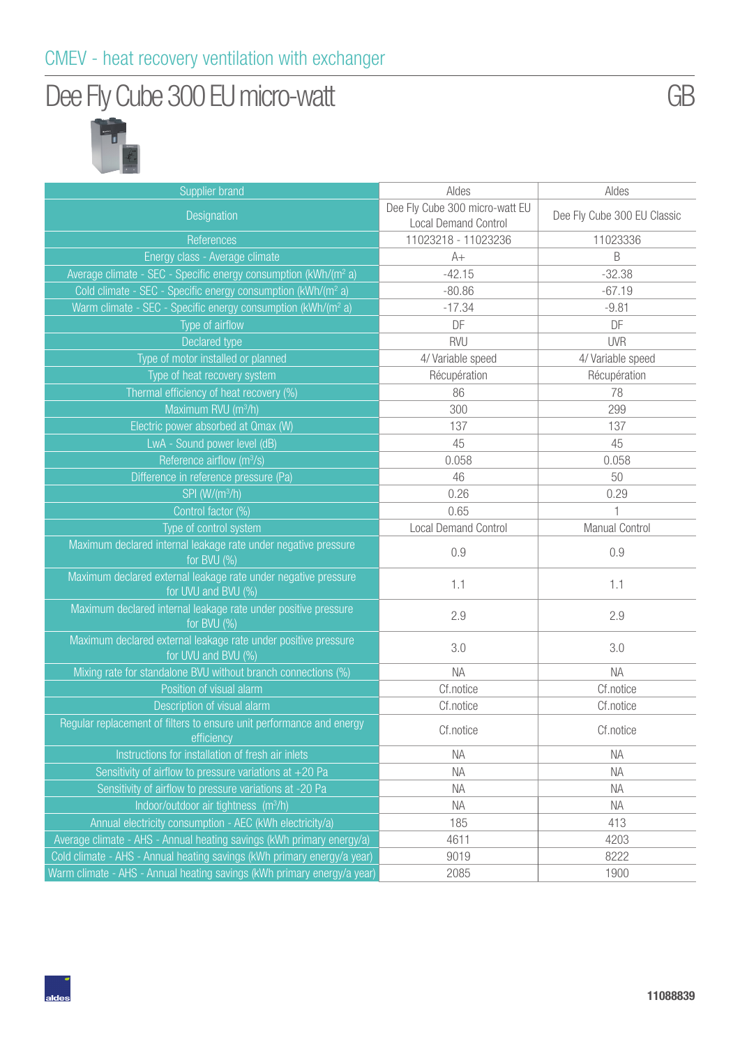CMEV - heat recovery ventilation with exchanger

# Dee Fly Cube 300 EU micro-watt

GB

| Supplier brand | Aldes | Aldes |
|---|---|---|
| Designation | Dee Fly Cube 300 micro-watt EU Local Demand Control | Dee Fly Cube 300 EU Classic |
| References | 11023218 - 11023236 | 11023336 |
| Energy class - Average climate | A+ | B |
| Average climate - SEC - Specific energy consumption (kWh/(m² a) | -42.15 | -32.38 |
| Cold climate - SEC - Specific energy consumption (kWh/(m² a) | -80.86 | -67.19 |
| Warm climate - SEC - Specific energy consumption (kWh/(m² a) | -17.34 | -9.81 |
| Type of airflow | DF | DF |
| Declared type | RVU | UVR |
| Type of motor installed or planned | 4/ Variable speed | 4/ Variable speed |
| Type of heat recovery system | Récupération | Récupération |
| Thermal efficiency of heat recovery (%) | 86 | 78 |
| Maximum RVU (m³/h) | 300 | 299 |
| Electric power absorbed at Qmax (W) | 137 | 137 |
| LwA - Sound power level (dB) | 45 | 45 |
| Reference airflow (m³/s) | 0.058 | 0.058 |
| Difference in reference pressure (Pa) | 46 | 50 |
| SPI (W/(m³/h) | 0.26 | 0.29 |
| Control factor (%) | 0.65 | 1 |
| Type of control system | Local Demand Control | Manual Control |
| Maximum declared internal leakage rate under negative pressure for BVU (%) | 0.9 | 0.9 |
| Maximum declared external leakage rate under negative pressure for UVU and BVU (%) | 1.1 | 1.1 |
| Maximum declared internal leakage rate under positive pressure for BVU (%) | 2.9 | 2.9 |
| Maximum declared external leakage rate under positive pressure for UVU and BVU (%) | 3.0 | 3.0 |
| Mixing rate for standalone BVU without branch connections (%) | NA | NA |
| Position of visual alarm | Cf.notice | Cf.notice |
| Description of visual alarm | Cf.notice | Cf.notice |
| Regular replacement of filters to ensure unit performance and energy efficiency | Cf.notice | Cf.notice |
| Instructions for installation of fresh air inlets | NA | NA |
| Sensitivity of airflow to pressure variations at +20 Pa | NA | NA |
| Sensitivity of airflow to pressure variations at -20 Pa | NA | NA |
| Indoor/outdoor air tightness (m³/h) | NA | NA |
| Annual electricity consumption - AEC (kWh electricity/a) | 185 | 413 |
| Average climate - AHS - Annual heating savings (kWh primary energy/a) | 4611 | 4203 |
| Cold climate - AHS - Annual heating savings (kWh primary energy/a year) | 9019 | 8222 |
| Warm climate - AHS - Annual heating savings (kWh primary energy/a year) | 2085 | 1900 |

11088839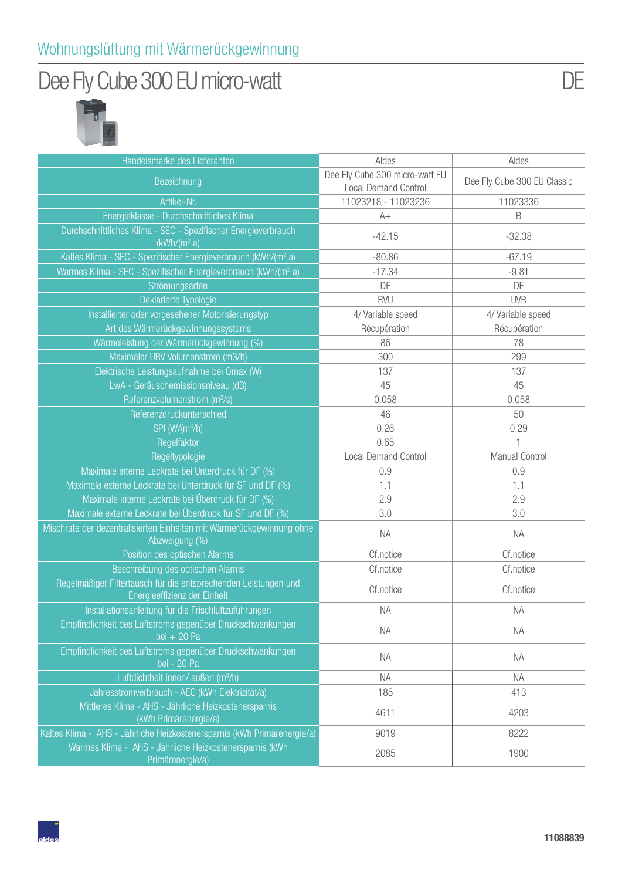## Wohnungslüftung mit Wärmerückgewinnung

# Dee Fly Cube 300 EU micro-watt

DE

| Handelsmarke des Lieferanten | Aldes | Aldes |
|---|---|---|
| Bezeichnung | Dee Fly Cube 300 micro-watt EU Local Demand Control | Dee Fly Cube 300 EU Classic |
| Artikel-Nr. | 11023218 - 11023236 | 11023336 |
| Energieklasse - Durchschnittliches Klima | A+ | B |
| Durchschnittliches Klima - SEC - Spezifischer Energieverbrauch (kWh/(m² a) | -42.15 | -32.38 |
| Kaltes Klima - SEC - Spezifischer Energieverbrauch (kWh/(m² a) | -80.86 | -67.19 |
| Warmes Klima - SEC - Spezifischer Energieverbrauch (kWh/(m² a) | -17.34 | -9.81 |
| Strömungsarten | DF | DF |
| Deklarierte Typologie | RVU | UVR |
| Installierter oder vorgesehener Motorisierungstyp | 4/ Variable speed | 4/ Variable speed |
| Art des Wärmerückgewinnungssystems | Récupération | Récupération |
| Wärmeleistung der Wärmerückgewinnung (%) | 86 | 78 |
| Maximaler URV Volumenstrom (m3/h) | 300 | 299 |
| Elektrische Leistungsaufnahme bei Qmax (W) | 137 | 137 |
| LwA - Geräuschemissionsniveau (dB) | 45 | 45 |
| Referenzvolumenstrom (m³/s) | 0.058 | 0.058 |
| Referenzdruckunterschied | 46 | 50 |
| SPI (W/(m³/h) | 0.26 | 0.29 |
| Regelfaktor | 0.65 | 1 |
| Regeltypologie | Local Demand Control | Manual Control |
| Maximale interne Leckrate bei Unterdruck für DF (%) | 0.9 | 0.9 |
| Maximale externe Leckrate bei Unterdruck für SF und DF (%) | 1.1 | 1.1 |
| Maximale interne Leckrate bei Überdruck für DF (%) | 2.9 | 2.9 |
| Maximale externe Leckrate bei Überdruck für SF und DF (%) | 3.0 | 3.0 |
| Mischrate der dezentralisierten Einheiten mit Wärmerückgewinnung ohne Abzweigung (%) | NA | NA |
| Position des optischen Alarms | Cf.notice | Cf.notice |
| Beschreibung des optischen Alarms | Cf.notice | Cf.notice |
| Regelmäßiger Filtertausch für die entsprechenden Leistungen und Energieeffizienz der Einheit | Cf.notice | Cf.notice |
| Installationsanleitung für die Frischluftzuführungen | NA | NA |
| Empfindlichkeit des Luftstroms gegenüber Druckschwankungen bei + 20 Pa | NA | NA |
| Empfindlichkeit des Luftstroms gegenüber Druckschwankungen bei - 20 Pa | NA | NA |
| Luftdichtheit innen/ außen (m³/h) | NA | NA |
| Jahresstromverbrauch - AEC (kWh Elektrizität/a) | 185 | 413 |
| Mittleres Klima - AHS - Jährliche Heizkostenersparnis (kWh Primärenergie/a) | 4611 | 4203 |
| Kaltes Klima - AHS - Jährliche Heizkostenersparnis (kWh Primärenergie/a) | 9019 | 8222 |
| Warmes Klima - AHS - Jährliche Heizkostenersparnis (kWh Primärenergie/a) | 2085 | 1900 |

11088839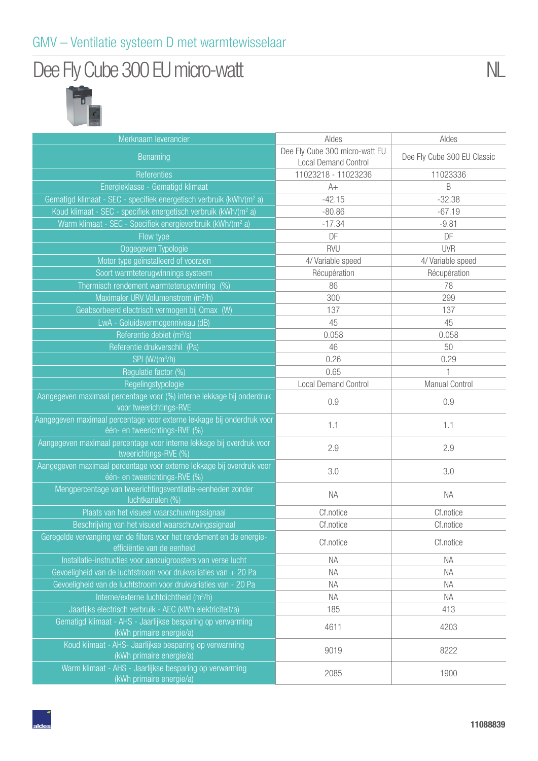## GMV – Ventilatie systeem D met warmtewisselaar

# Dee Fly Cube 300 EU micro-watt

NL

| Merknaam leverancier | Aldes | Aldes |
|---|---|---|
| Benaming | Dee Fly Cube 300 micro-watt EU Local Demand Control | Dee Fly Cube 300 EU Classic |
| Referenties | 11023218 - 11023236 | 11023336 |
| Energieklasse - Gematigd klimaat | A+ | B |
| Gematigd klimaat - SEC - specifiek energetisch verbruik (kWh/(m² a) | -42.15 | -32.38 |
| Koud klimaat - SEC - specifiek energetisch verbruik (kWh/(m² a) | -80.86 | -67.19 |
| Warm klimaat - SEC - Specifiek energieverbruik (kWh/(m² a) | -17.34 | -9.81 |
| Flow type | DF | DF |
| Opgegeven Typologie | RVU | UVR |
| Motor type geïnstalleerd of voorzien | 4/ Variable speed | 4/ Variable speed |
| Soort warmteterugwinnings systeem | Récupération | Récupération |
| Thermisch rendement warmteterugwinning (%) | 86 | 78 |
| Maximaler URV Volumenstrom (m³/h) | 300 | 299 |
| Geabsorbeerd electrisch vermogen bij Qmax (W) | 137 | 137 |
| LwA - Geluidsvermogenniveau (dB) | 45 | 45 |
| Referentie debiet (m³/s) | 0.058 | 0.058 |
| Referentie drukverschil (Pa) | 46 | 50 |
| SPI (W/(m³/h) | 0.26 | 0.29 |
| Regulatie factor (%) | 0.65 | 1 |
| Regelingstypologie | Local Demand Control | Manual Control |
| Aangegeven maximaal percentage voor (%) interne lekkage bij onderdruk voor tweerichtings-RVE | 0.9 | 0.9 |
| Aangegeven maximaal percentage voor externe lekkage bij onderdruk voor één- en tweerichtings-RVE (%) | 1.1 | 1.1 |
| Aangegeven maximaal percentage voor interne lekkage bij overdruk voor tweerichtings-RVE (%) | 2.9 | 2.9 |
| Aangegeven maximaal percentage voor externe lekkage bij overdruk voor één- en tweerichtings-RVE (%) | 3.0 | 3.0 |
| Mengpercentage van tweerichtingsventilatie-eenheden zonder luchtkanalen (%) | NA | NA |
| Plaats van het visueel waarschuwingssignaal | Cf.notice | Cf.notice |
| Beschrijving van het visueel waarschuwingssignaal | Cf.notice | Cf.notice |
| Geregelde vervanging van de filters voor het rendement en de energie-efficiëntie van de eenheid | Cf.notice | Cf.notice |
| Installatie-instructies voor aanzuigroosters van verse lucht | NA | NA |
| Gevoeligheid van de luchtstroom voor drukvariaties van + 20 Pa | NA | NA |
| Gevoeligheid van de luchtstroom voor drukvariaties van - 20 Pa | NA | NA |
| Interne/externe luchtdichtheid (m³/h) | NA | NA |
| Jaarlijks electrisch verbruik - AEC (kWh elektriciteit/a) | 185 | 413 |
| Gematigd klimaat - AHS - Jaarlijkse besparing op verwarming (kWh primaire energie/a) | 4611 | 4203 |
| Koud klimaat - AHS- Jaarlijkse besparing op verwarming (kWh primaire energie/a) | 9019 | 8222 |
| Warm klimaat - AHS - Jaarlijkse besparing op verwarming (kWh primaire energie/a) | 2085 | 1900 |

11088839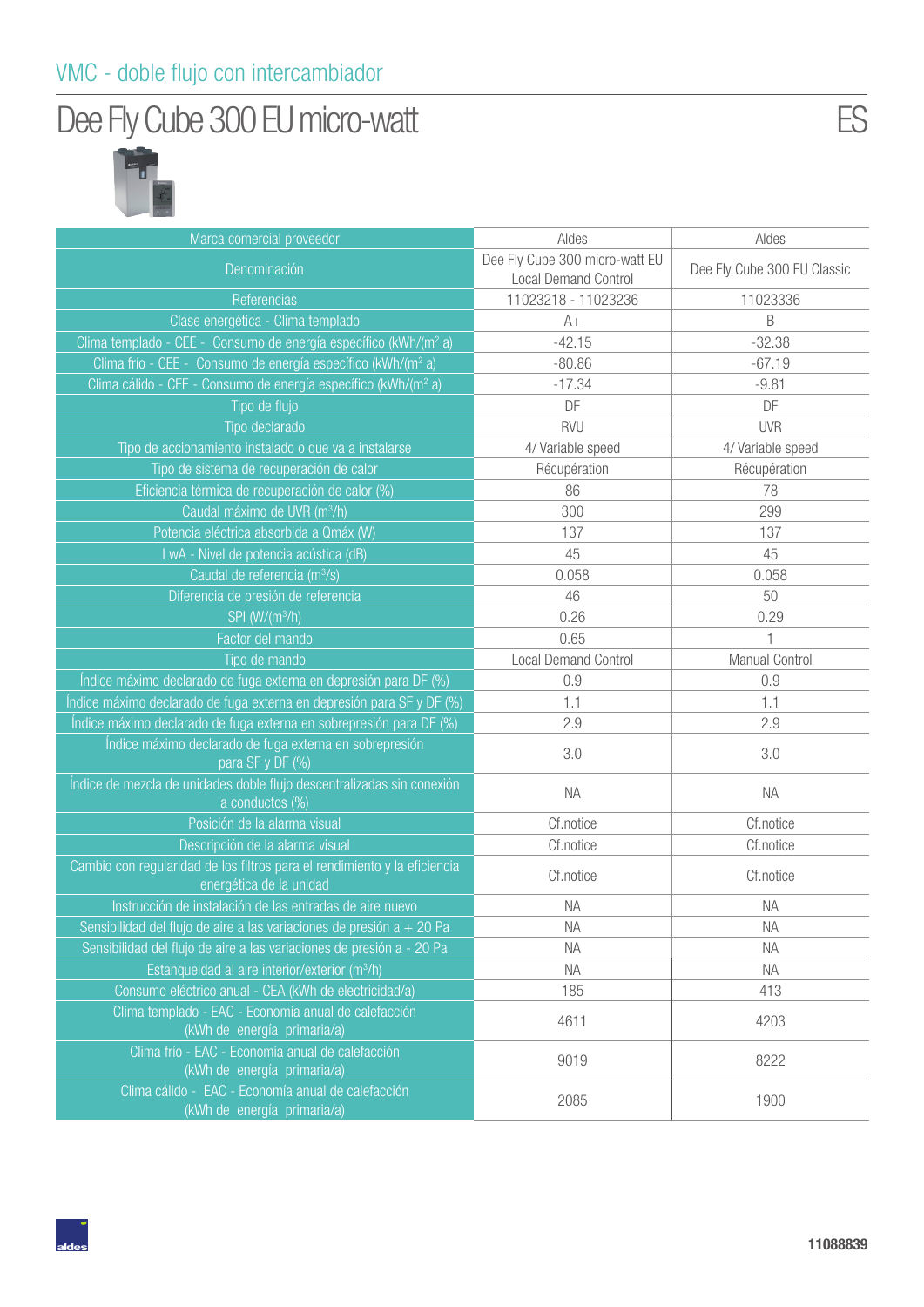## VMC - doble flujo con intercambiador

# Dee Fly Cube 300 EU micro-watt

ES

| Marca comercial proveedor | Aldes | Aldes |
|---|---|---|
| Denominación | Dee Fly Cube 300 micro-watt EU Local Demand Control | Dee Fly Cube 300 EU Classic |
| Referencias | 11023218 - 11023236 | 11023336 |
| Clase energética - Clima templado | A+ | B |
| Clima templado - CEE - Consumo de energía específico (kWh/(m² a) | -42.15 | -32.38 |
| Clima frío - CEE - Consumo de energía específico (kWh/(m² a) | -80.86 | -67.19 |
| Clima cálido - CEE - Consumo de energía específico (kWh/(m² a) | -17.34 | -9.81 |
| Tipo de flujo | DF | DF |
| Tipo declarado | RVU | UVR |
| Tipo de accionamiento instalado o que va a instalarse | 4/ Variable speed | 4/ Variable speed |
| Tipo de sistema de recuperación de calor | Récupération | Récupération |
| Eficiencia térmica de recuperación de calor (%) | 86 | 78 |
| Caudal máximo de UVR (m³/h) | 300 | 299 |
| Potencia eléctrica absorbida a Qmáx (W) | 137 | 137 |
| LwA - Nivel de potencia acústica (dB) | 45 | 45 |
| Caudal de referencia (m³/s) | 0.058 | 0.058 |
| Diferencia de presión de referencia | 46 | 50 |
| SPI (W/(m³/h) | 0.26 | 0.29 |
| Factor del mando | 0.65 | 1 |
| Tipo de mando | Local Demand Control | Manual Control |
| Índice máximo declarado de fuga externa en depresión para DF (%) | 0.9 | 0.9 |
| Índice máximo declarado de fuga externa en depresión para SF y DF (%) | 1.1 | 1.1 |
| Índice máximo declarado de fuga externa en sobrepresión para DF (%) | 2.9 | 2.9 |
| Índice máximo declarado de fuga externa en sobrepresión para SF y DF (%) | 3.0 | 3.0 |
| Índice de mezcla de unidades doble flujo descentralizadas sin conexión a conductos (%) | NA | NA |
| Posición de la alarma visual | Cf.notice | Cf.notice |
| Descripción de la alarma visual | Cf.notice | Cf.notice |
| Cambio con regularidad de los filtros para el rendimiento y la eficiencia energética de la unidad | Cf.notice | Cf.notice |
| Instrucción de instalación de las entradas de aire nuevo | NA | NA |
| Sensibilidad del flujo de aire a las variaciones de presión a + 20 Pa | NA | NA |
| Sensibilidad del flujo de aire a las variaciones de presión a - 20 Pa | NA | NA |
| Estanqueidad al aire interior/exterior (m³/h) | NA | NA |
| Consumo eléctrico anual - CEA (kWh de electricidad/a) | 185 | 413 |
| Clima templado - EAC - Economía anual de calefacción (kWh de energía primaria/a) | 4611 | 4203 |
| Clima frío - EAC - Economía anual de calefacción (kWh de energía primaria/a) | 9019 | 8222 |
| Clima cálido - EAC - Economía anual de calefacción (kWh de energía primaria/a) | 2085 | 1900 |

11088839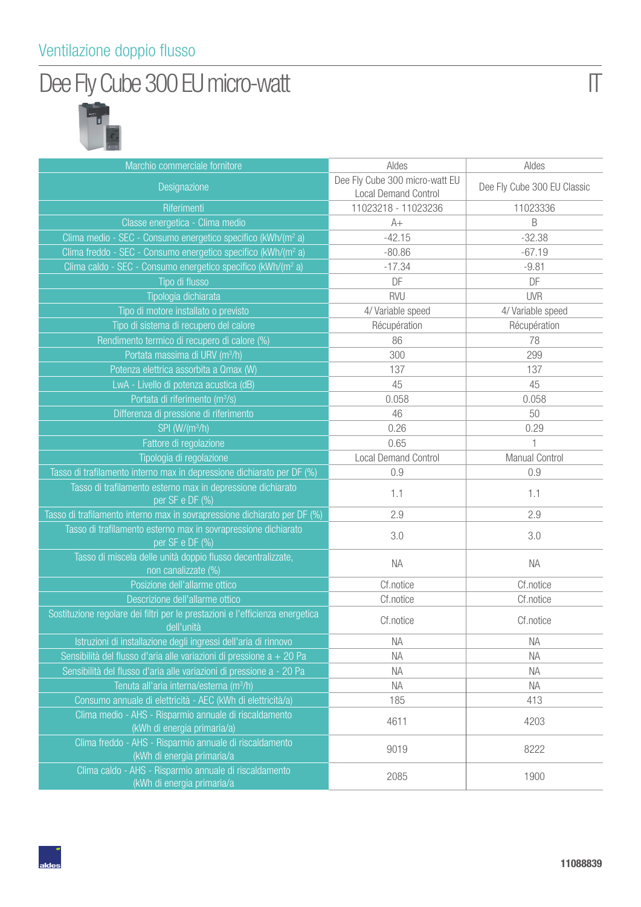Ventilazione doppio flusso

# Dee Fly Cube 300 EU micro-watt

IT

| | | |
|---|---|---|
| Marchio commerciale fornitore | Aldes | Aldes |
| Designazione | Dee Fly Cube 300 micro-watt EU Local Demand Control | Dee Fly Cube 300 EU Classic |
| Riferimenti | 11023218 - 11023236 | 11023336 |
| Classe energetica - Clima medio | A+ | B |
| Clima medio - SEC - Consumo energetico specifico (kWh/(m² a) | -42.15 | -32.38 |
| Clima freddo - SEC - Consumo energetico specifico (kWh/(m² a) | -80.86 | -67.19 |
| Clima caldo - SEC - Consumo energetico specifico (kWh/(m² a) | -17.34 | -9.81 |
| Tipo di flusso | DF | DF |
| Tipologia dichiarata | RVU | UVR |
| Tipo di motore installato o previsto | 4/ Variable speed | 4/ Variable speed |
| Tipo di sistema di recupero del calore | Récupération | Récupération |
| Rendimento termico di recupero di calore (%) | 86 | 78 |
| Portata massima di URV (m³/h) | 300 | 299 |
| Potenza elettrica assorbita a Qmax (W) | 137 | 137 |
| LwA - Livello di potenza acustica (dB) | 45 | 45 |
| Portata di riferimento (m³/s) | 0.058 | 0.058 |
| Differenza di pressione di riferimento | 46 | 50 |
| SPI (W/(m³/h) | 0.26 | 0.29 |
| Fattore di regolazione | 0.65 | 1 |
| Tipologia di regolazione | Local Demand Control | Manual Control |
| Tasso di trafilamento interno max in depressione dichiarato per DF (%) | 0.9 | 0.9 |
| Tasso di trafilamento esterno max in depressione dichiarato per SF e DF (%) | 1.1 | 1.1 |
| Tasso di trafilamento interno max in sovrapressione dichiarato per DF (%) | 2.9 | 2.9 |
| Tasso di trafilamento esterno max in sovrapressione dichiarato per SF e DF (%) | 3.0 | 3.0 |
| Tasso di miscela delle unità doppio flusso decentralizzate, non canalizzate (%) | NA | NA |
| Posizione dell'allarme ottico | Cf.notice | Cf.notice |
| Descrizione dell'allarme ottico | Cf.notice | Cf.notice |
| Sostituzione regolare dei filtri per le prestazioni e l'efficienza energetica dell'unità | Cf.notice | Cf.notice |
| Istruzioni di installazione degli ingressi dell'aria di rinnovo | NA | NA |
| Sensibilità del flusso d'aria alle variazioni di pressione a + 20 Pa | NA | NA |
| Sensibilità del flusso d'aria alle variazioni di pressione a - 20 Pa | NA | NA |
| Tenuta all'aria interna/esterna (m³/h) | NA | NA |
| Consumo annuale di elettricità - AEC (kWh di elettricità/a) | 185 | 413 |
| Clima medio - AHS - Risparmio annuale di riscaldamento (kWh di energia primaria/a) | 4611 | 4203 |
| Clima freddo - AHS - Risparmio annuale di riscaldamento (kWh di energia primaria/a | 9019 | 8222 |
| Clima caldo - AHS - Risparmio annuale di riscaldamento (kWh di energia primaria/a | 2085 | 1900 |

11088839